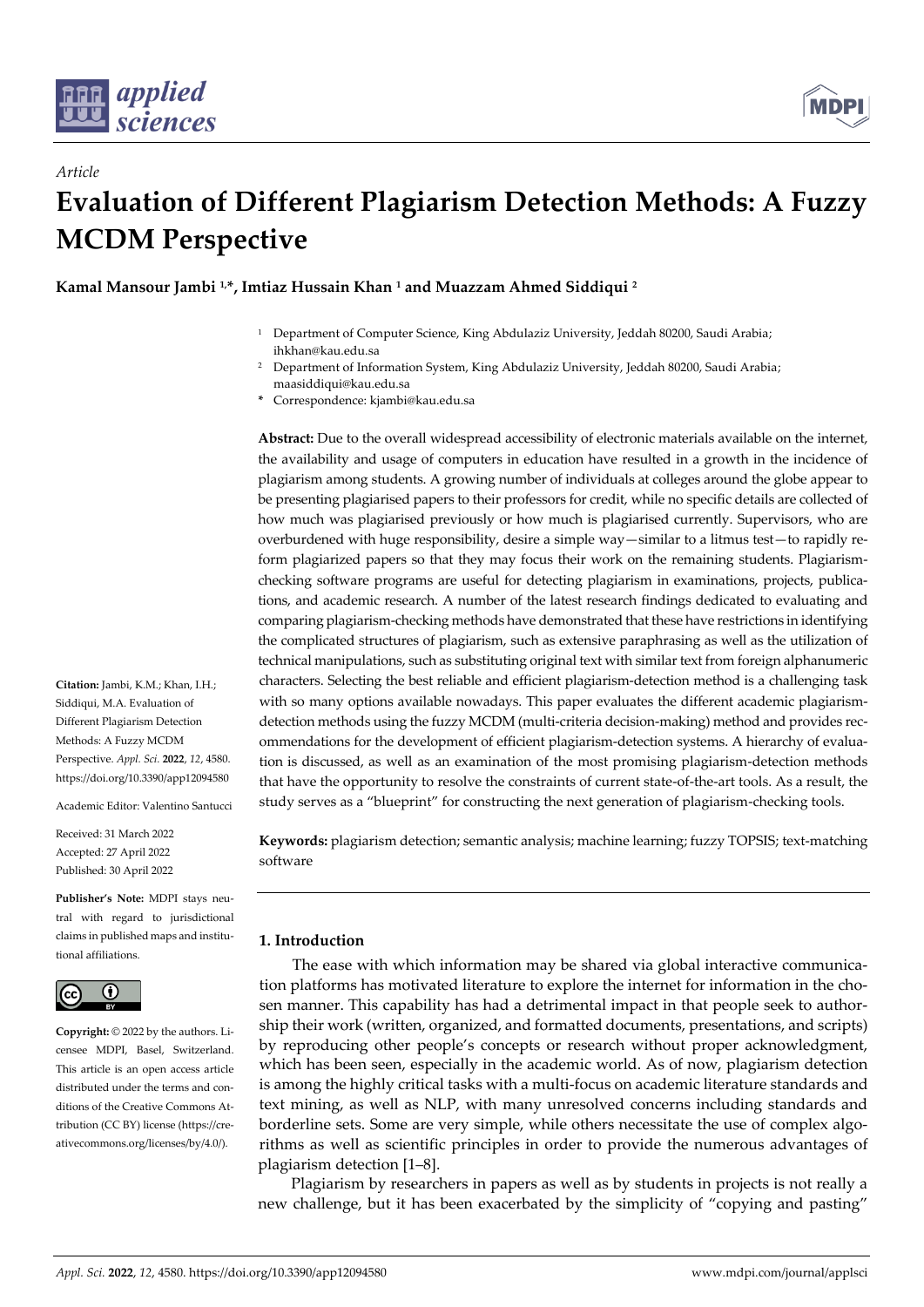*Article*

# Evaluation of Different Plagiarism Detection Methods: A Fuzzy MCDM Perspective

**Kamal Mansour Jambi [1,*], Imtiaz Hussain Khan [1] and Muazzam Ahmed Siddiqui [2]**

[1] Department of Computer Science, King Abdulaziz University, Jeddah 80200, Saudi Arabia; ihkhan@kau.edu.sa

[2] Department of Information System, King Abdulaziz University, Jeddah 80200, Saudi Arabia; maasiddiqui@kau.edu.sa

* Correspondence: kjambi@kau.edu.sa

**Abstract:** Due to the overall widespread accessibility of electronic materials available on the internet, the availability and usage of computers in education have resulted in a growth in the incidence of plagiarism among students. A growing number of individuals at colleges around the globe appear to be presenting plagiarised papers to their professors for credit, while no specific details are collected of how much was plagiarised previously or how much is plagiarised currently. Supervisors, who are overburdened with huge responsibility, desire a simple way—similar to a litmus test—to rapidly reform plagiarized papers so that they may focus their work on the remaining students. Plagiarism-checking software programs are useful for detecting plagiarism in examinations, projects, publications, and academic research. A number of the latest research findings dedicated to evaluating and comparing plagiarism-checking methods have demonstrated that these have restrictions in identifying the complicated structures of plagiarism, such as extensive paraphrasing as well as the utilization of technical manipulations, such as substituting original text with similar text from foreign alphanumeric characters. Selecting the best reliable and efficient plagiarism-detection method is a challenging task with so many options available nowadays. This paper evaluates the different academic plagiarism-detection methods using the fuzzy MCDM (multi-criteria decision-making) method and provides recommendations for the development of efficient plagiarism-detection systems. A hierarchy of evaluation is discussed, as well as an examination of the most promising plagiarism-detection methods that have the opportunity to resolve the constraints of current state-of-the-art tools. As a result, the study serves as a "blueprint" for constructing the next generation of plagiarism-checking tools.

**Keywords:** plagiarism detection; semantic analysis; machine learning; fuzzy TOPSIS; text-matching software

**Citation:** Jambi, K.M.; Khan, I.H.; Siddiqui, M.A. Evaluation of Different Plagiarism Detection Methods: A Fuzzy MCDM Perspective. *Appl. Sci.* **2022**, *12*, 4580. https://doi.org/10.3390/app12094580

Academic Editor: Valentino Santucci

Received: 31 March 2022
Accepted: 27 April 2022
Published: 30 April 2022

**Publisher's Note:** MDPI stays neutral with regard to jurisdictional claims in published maps and institutional affiliations.

**Copyright:** © 2022 by the authors. Licensee MDPI, Basel, Switzerland. This article is an open access article distributed under the terms and conditions of the Creative Commons Attribution (CC BY) license (https://creativecommons.org/licenses/by/4.0/).

## 1. Introduction

The ease with which information may be shared via global interactive communication platforms has motivated literature to explore the internet for information in the chosen manner. This capability has had a detrimental impact in that people seek to authorship their work (written, organized, and formatted documents, presentations, and scripts) by reproducing other people's concepts or research without proper acknowledgment, which has been seen, especially in the academic world. As of now, plagiarism detection is among the highly critical tasks with a multi-focus on academic literature standards and text mining, as well as NLP, with many unresolved concerns including standards and borderline sets. Some are very simple, while others necessitate the use of complex algorithms as well as scientific principles in order to provide the numerous advantages of plagiarism detection [1–8].

Plagiarism by researchers in papers as well as by students in projects is not really a new challenge, but it has been exacerbated by the simplicity of "copying and pasting"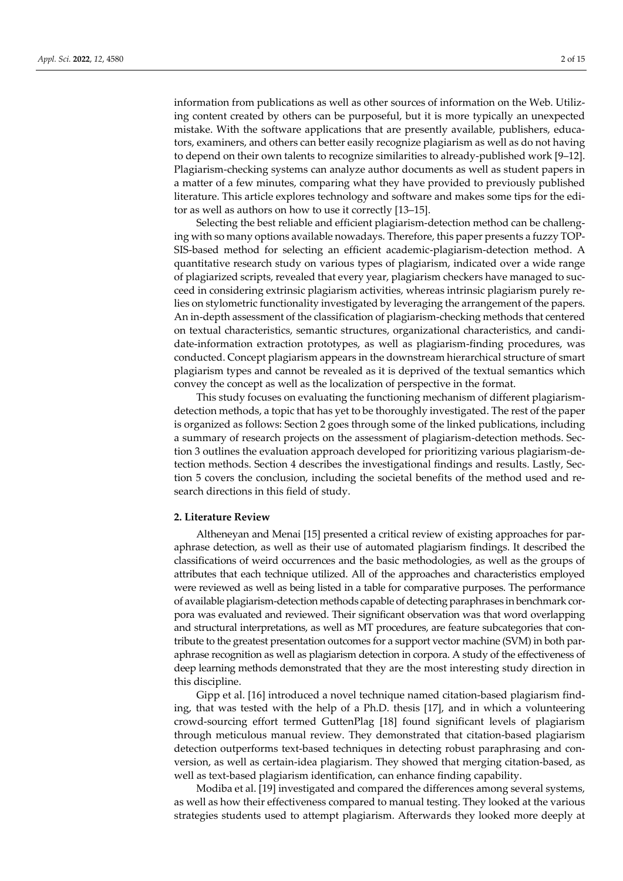information from publications as well as other sources of information on the Web. Utilizing content created by others can be purposeful, but it is more typically an unexpected mistake. With the software applications that are presently available, publishers, educators, examiners, and others can better easily recognize plagiarism as well as do not having to depend on their own talents to recognize similarities to already-published work [9–12]. Plagiarism-checking systems can analyze author documents as well as student papers in a matter of a few minutes, comparing what they have provided to previously published literature. This article explores technology and software and makes some tips for the editor as well as authors on how to use it correctly [13–15].

Selecting the best reliable and efficient plagiarism-detection method can be challenging with so many options available nowadays. Therefore, this paper presents a fuzzy TOPSIS-based method for selecting an efficient academic-plagiarism-detection method. A quantitative research study on various types of plagiarism, indicated over a wide range of plagiarized scripts, revealed that every year, plagiarism checkers have managed to succeed in considering extrinsic plagiarism activities, whereas intrinsic plagiarism purely relies on stylometric functionality investigated by leveraging the arrangement of the papers. An in-depth assessment of the classification of plagiarism-checking methods that centered on textual characteristics, semantic structures, organizational characteristics, and candidate-information extraction prototypes, as well as plagiarism-finding procedures, was conducted. Concept plagiarism appears in the downstream hierarchical structure of smart plagiarism types and cannot be revealed as it is deprived of the textual semantics which convey the concept as well as the localization of perspective in the format.

This study focuses on evaluating the functioning mechanism of different plagiarism-detection methods, a topic that has yet to be thoroughly investigated. The rest of the paper is organized as follows: Section 2 goes through some of the linked publications, including a summary of research projects on the assessment of plagiarism-detection methods. Section 3 outlines the evaluation approach developed for prioritizing various plagiarism-detection methods. Section 4 describes the investigational findings and results. Lastly, Section 5 covers the conclusion, including the societal benefits of the method used and research directions in this field of study.

## 2. Literature Review

Altheneyan and Menai [15] presented a critical review of existing approaches for paraphrase detection, as well as their use of automated plagiarism findings. It described the classifications of weird occurrences and the basic methodologies, as well as the groups of attributes that each technique utilized. All of the approaches and characteristics employed were reviewed as well as being listed in a table for comparative purposes. The performance of available plagiarism-detection methods capable of detecting paraphrases in benchmark corpora was evaluated and reviewed. Their significant observation was that word overlapping and structural interpretations, as well as MT procedures, are feature subcategories that contribute to the greatest presentation outcomes for a support vector machine (SVM) in both paraphrase recognition as well as plagiarism detection in corpora. A study of the effectiveness of deep learning methods demonstrated that they are the most interesting study direction in this discipline.

Gipp et al. [16] introduced a novel technique named citation-based plagiarism finding, that was tested with the help of a Ph.D. thesis [17], and in which a volunteering crowd-sourcing effort termed GuttenPlag [18] found significant levels of plagiarism through meticulous manual review. They demonstrated that citation-based plagiarism detection outperforms text-based techniques in detecting robust paraphrasing and conversion, as well as certain-idea plagiarism. They showed that merging citation-based, as well as text-based plagiarism identification, can enhance finding capability.

Modiba et al. [19] investigated and compared the differences among several systems, as well as how their effectiveness compared to manual testing. They looked at the various strategies students used to attempt plagiarism. Afterwards they looked more deeply at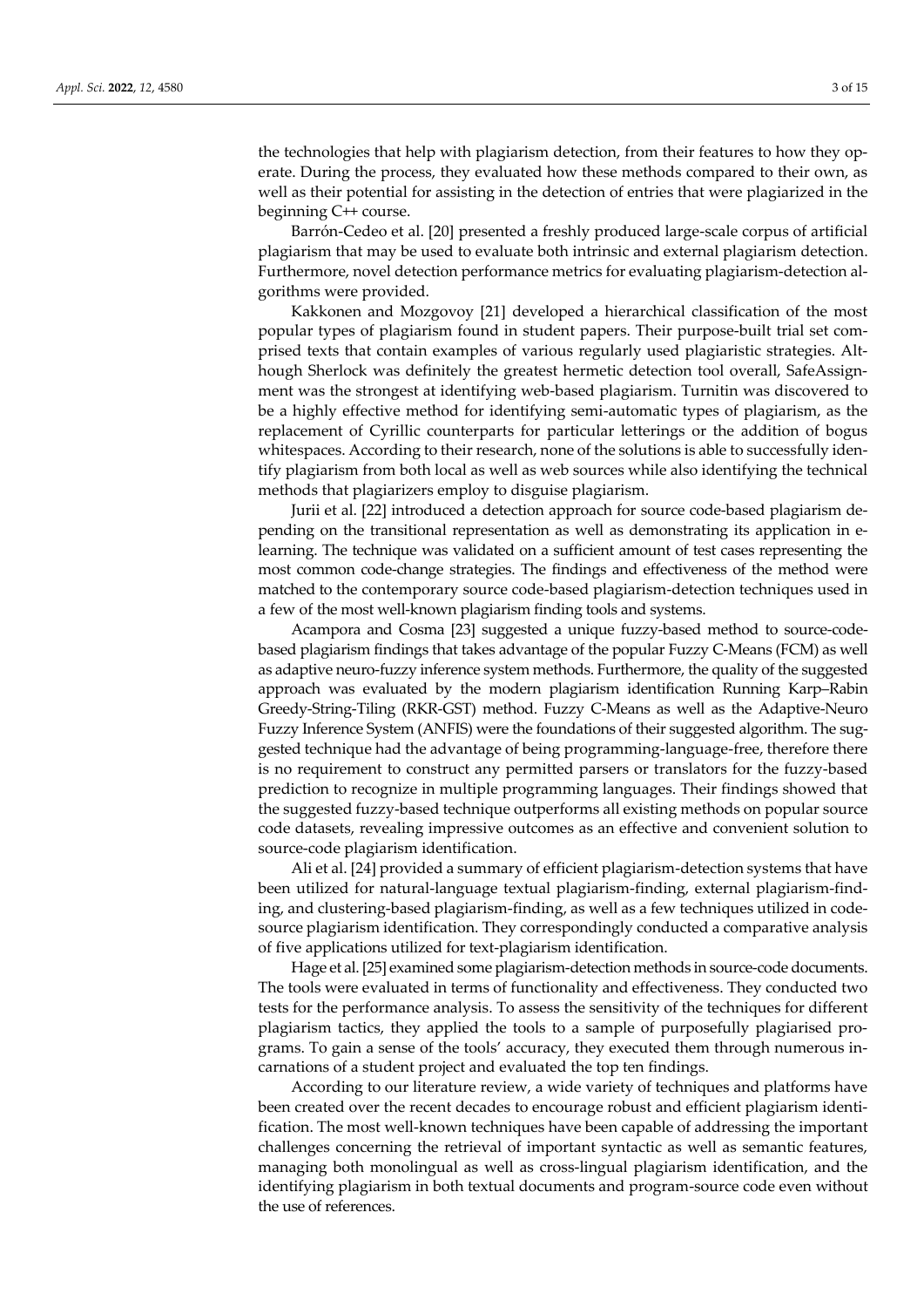the technologies that help with plagiarism detection, from their features to how they operate. During the process, they evaluated how these methods compared to their own, as well as their potential for assisting in the detection of entries that were plagiarized in the beginning C++ course.

Barrón-Cedeo et al. [20] presented a freshly produced large-scale corpus of artificial plagiarism that may be used to evaluate both intrinsic and external plagiarism detection. Furthermore, novel detection performance metrics for evaluating plagiarism-detection algorithms were provided.

Kakkonen and Mozgovoy [21] developed a hierarchical classification of the most popular types of plagiarism found in student papers. Their purpose-built trial set comprised texts that contain examples of various regularly used plagiaristic strategies. Although Sherlock was definitely the greatest hermetic detection tool overall, SafeAssignment was the strongest at identifying web-based plagiarism. Turnitin was discovered to be a highly effective method for identifying semi-automatic types of plagiarism, as the replacement of Cyrillic counterparts for particular letterings or the addition of bogus whitespaces. According to their research, none of the solutions is able to successfully identify plagiarism from both local as well as web sources while also identifying the technical methods that plagiarizers employ to disguise plagiarism.

Jurii et al. [22] introduced a detection approach for source code-based plagiarism depending on the transitional representation as well as demonstrating its application in e-learning. The technique was validated on a sufficient amount of test cases representing the most common code-change strategies. The findings and effectiveness of the method were matched to the contemporary source code-based plagiarism-detection techniques used in a few of the most well-known plagiarism finding tools and systems.

Acampora and Cosma [23] suggested a unique fuzzy-based method to source-code-based plagiarism findings that takes advantage of the popular Fuzzy C-Means (FCM) as well as adaptive neuro-fuzzy inference system methods. Furthermore, the quality of the suggested approach was evaluated by the modern plagiarism identification Running Karp–Rabin Greedy-String-Tiling (RKR-GST) method. Fuzzy C-Means as well as the Adaptive-Neuro Fuzzy Inference System (ANFIS) were the foundations of their suggested algorithm. The suggested technique had the advantage of being programming-language-free, therefore there is no requirement to construct any permitted parsers or translators for the fuzzy-based prediction to recognize in multiple programming languages. Their findings showed that the suggested fuzzy-based technique outperforms all existing methods on popular source code datasets, revealing impressive outcomes as an effective and convenient solution to source-code plagiarism identification.

Ali et al. [24] provided a summary of efficient plagiarism-detection systems that have been utilized for natural-language textual plagiarism-finding, external plagiarism-finding, and clustering-based plagiarism-finding, as well as a few techniques utilized in code-source plagiarism identification. They correspondingly conducted a comparative analysis of five applications utilized for text-plagiarism identification.

Hage et al. [25] examined some plagiarism-detection methods in source-code documents. The tools were evaluated in terms of functionality and effectiveness. They conducted two tests for the performance analysis. To assess the sensitivity of the techniques for different plagiarism tactics, they applied the tools to a sample of purposefully plagiarised programs. To gain a sense of the tools' accuracy, they executed them through numerous incarnations of a student project and evaluated the top ten findings.

According to our literature review, a wide variety of techniques and platforms have been created over the recent decades to encourage robust and efficient plagiarism identification. The most well-known techniques have been capable of addressing the important challenges concerning the retrieval of important syntactic as well as semantic features, managing both monolingual as well as cross-lingual plagiarism identification, and the identifying plagiarism in both textual documents and program-source code even without the use of references.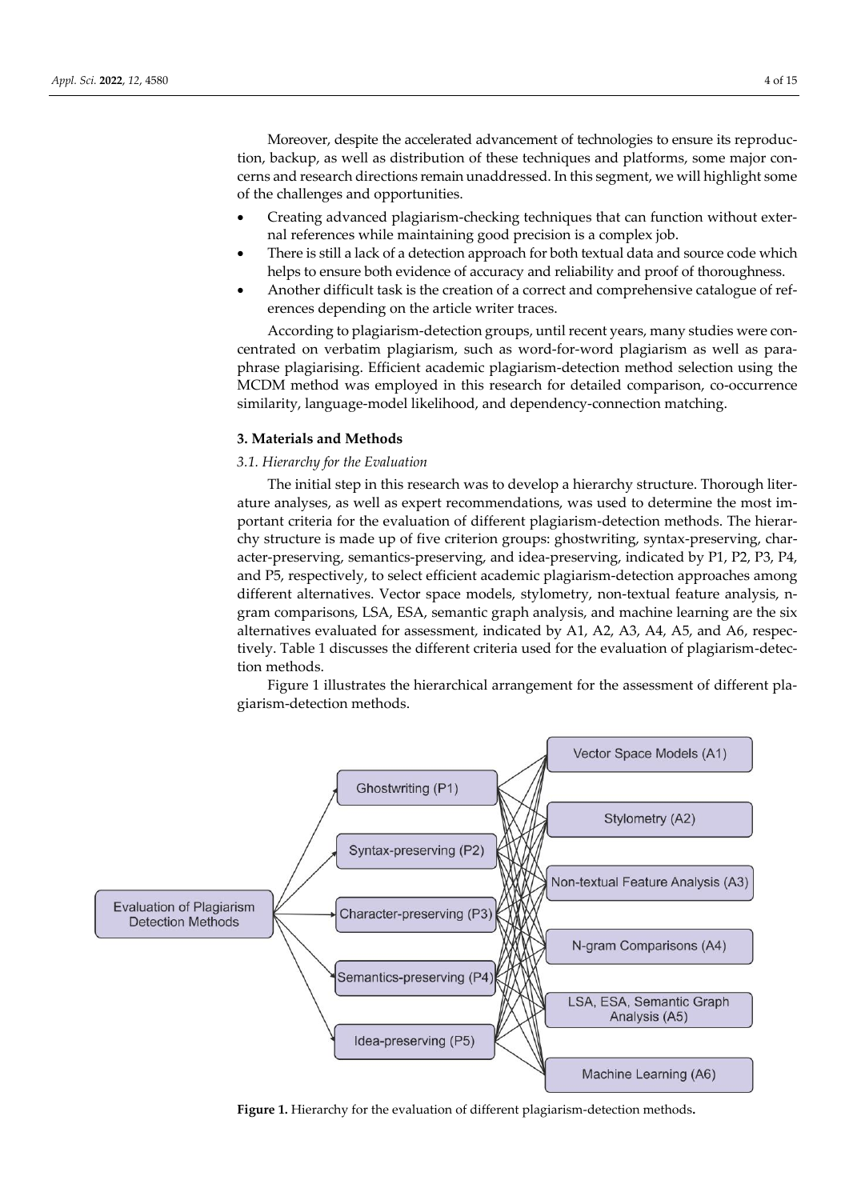Moreover, despite the accelerated advancement of technologies to ensure its reproduction, backup, as well as distribution of these techniques and platforms, some major concerns and research directions remain unaddressed. In this segment, we will highlight some of the challenges and opportunities.

- Creating advanced plagiarism-checking techniques that can function without external references while maintaining good precision is a complex job.
- There is still a lack of a detection approach for both textual data and source code which helps to ensure both evidence of accuracy and reliability and proof of thoroughness.
- Another difficult task is the creation of a correct and comprehensive catalogue of references depending on the article writer traces.

According to plagiarism-detection groups, until recent years, many studies were concentrated on verbatim plagiarism, such as word-for-word plagiarism as well as paraphrase plagiarising. Efficient academic plagiarism-detection method selection using the MCDM method was employed in this research for detailed comparison, co-occurrence similarity, language-model likelihood, and dependency-connection matching.

## 3. Materials and Methods

### *3.1. Hierarchy for the Evaluation*

The initial step in this research was to develop a hierarchy structure. Thorough literature analyses, as well as expert recommendations, was used to determine the most important criteria for the evaluation of different plagiarism-detection methods. The hierarchy structure is made up of five criterion groups: ghostwriting, syntax-preserving, character-preserving, semantics-preserving, and idea-preserving, indicated by P1, P2, P3, P4, and P5, respectively, to select efficient academic plagiarism-detection approaches among different alternatives. Vector space models, stylometry, non-textual feature analysis, n-gram comparisons, LSA, ESA, semantic graph analysis, and machine learning are the six alternatives evaluated for assessment, indicated by A1, A2, A3, A4, A5, and A6, respectively. Table 1 discusses the different criteria used for the evaluation of plagiarism-detection methods.

Figure 1 illustrates the hierarchical arrangement for the assessment of different plagiarism-detection methods.

**Figure 1.** Hierarchy for the evaluation of different plagiarism-detection methods.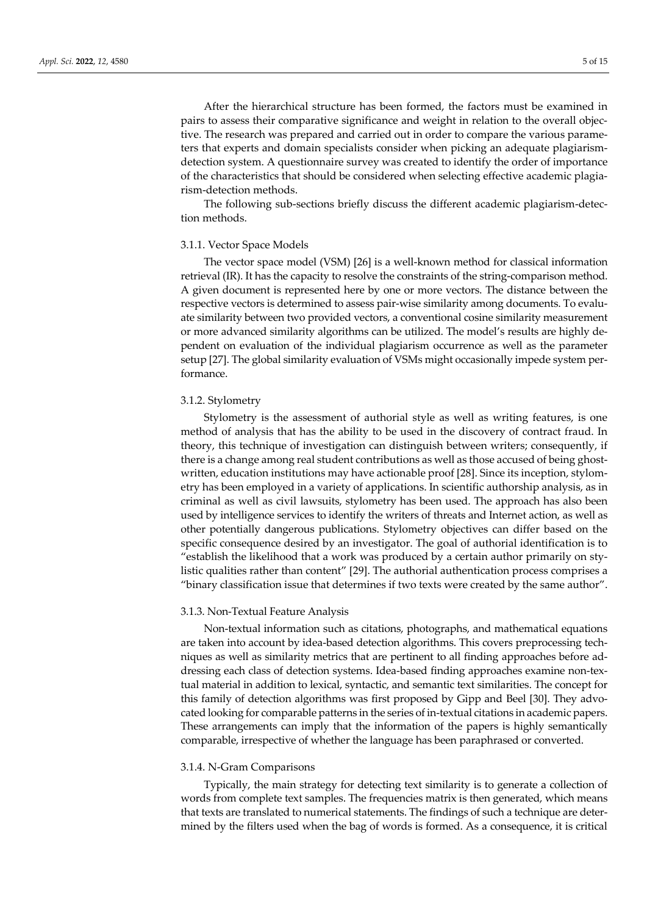After the hierarchical structure has been formed, the factors must be examined in pairs to assess their comparative significance and weight in relation to the overall objective. The research was prepared and carried out in order to compare the various parameters that experts and domain specialists consider when picking an adequate plagiarism-detection system. A questionnaire survey was created to identify the order of importance of the characteristics that should be considered when selecting effective academic plagiarism-detection methods.

The following sub-sections briefly discuss the different academic plagiarism-detection methods.

#### 3.1.1. Vector Space Models

The vector space model (VSM) [26] is a well-known method for classical information retrieval (IR). It has the capacity to resolve the constraints of the string-comparison method. A given document is represented here by one or more vectors. The distance between the respective vectors is determined to assess pair-wise similarity among documents. To evaluate similarity between two provided vectors, a conventional cosine similarity measurement or more advanced similarity algorithms can be utilized. The model's results are highly dependent on evaluation of the individual plagiarism occurrence as well as the parameter setup [27]. The global similarity evaluation of VSMs might occasionally impede system performance.

#### 3.1.2. Stylometry

Stylometry is the assessment of authorial style as well as writing features, is one method of analysis that has the ability to be used in the discovery of contract fraud. In theory, this technique of investigation can distinguish between writers; consequently, if there is a change among real student contributions as well as those accused of being ghost-written, education institutions may have actionable proof [28]. Since its inception, stylometry has been employed in a variety of applications. In scientific authorship analysis, as in criminal as well as civil lawsuits, stylometry has been used. The approach has also been used by intelligence services to identify the writers of threats and Internet action, as well as other potentially dangerous publications. Stylometry objectives can differ based on the specific consequence desired by an investigator. The goal of authorial identification is to "establish the likelihood that a work was produced by a certain author primarily on stylistic qualities rather than content" [29]. The authorial authentication process comprises a "binary classification issue that determines if two texts were created by the same author".

#### 3.1.3. Non-Textual Feature Analysis

Non-textual information such as citations, photographs, and mathematical equations are taken into account by idea-based detection algorithms. This covers preprocessing techniques as well as similarity metrics that are pertinent to all finding approaches before addressing each class of detection systems. Idea-based finding approaches examine non-textual material in addition to lexical, syntactic, and semantic text similarities. The concept for this family of detection algorithms was first proposed by Gipp and Beel [30]. They advocated looking for comparable patterns in the series of in-textual citations in academic papers. These arrangements can imply that the information of the papers is highly semantically comparable, irrespective of whether the language has been paraphrased or converted.

#### 3.1.4. N-Gram Comparisons

Typically, the main strategy for detecting text similarity is to generate a collection of words from complete text samples. The frequencies matrix is then generated, which means that texts are translated to numerical statements. The findings of such a technique are determined by the filters used when the bag of words is formed. As a consequence, it is critical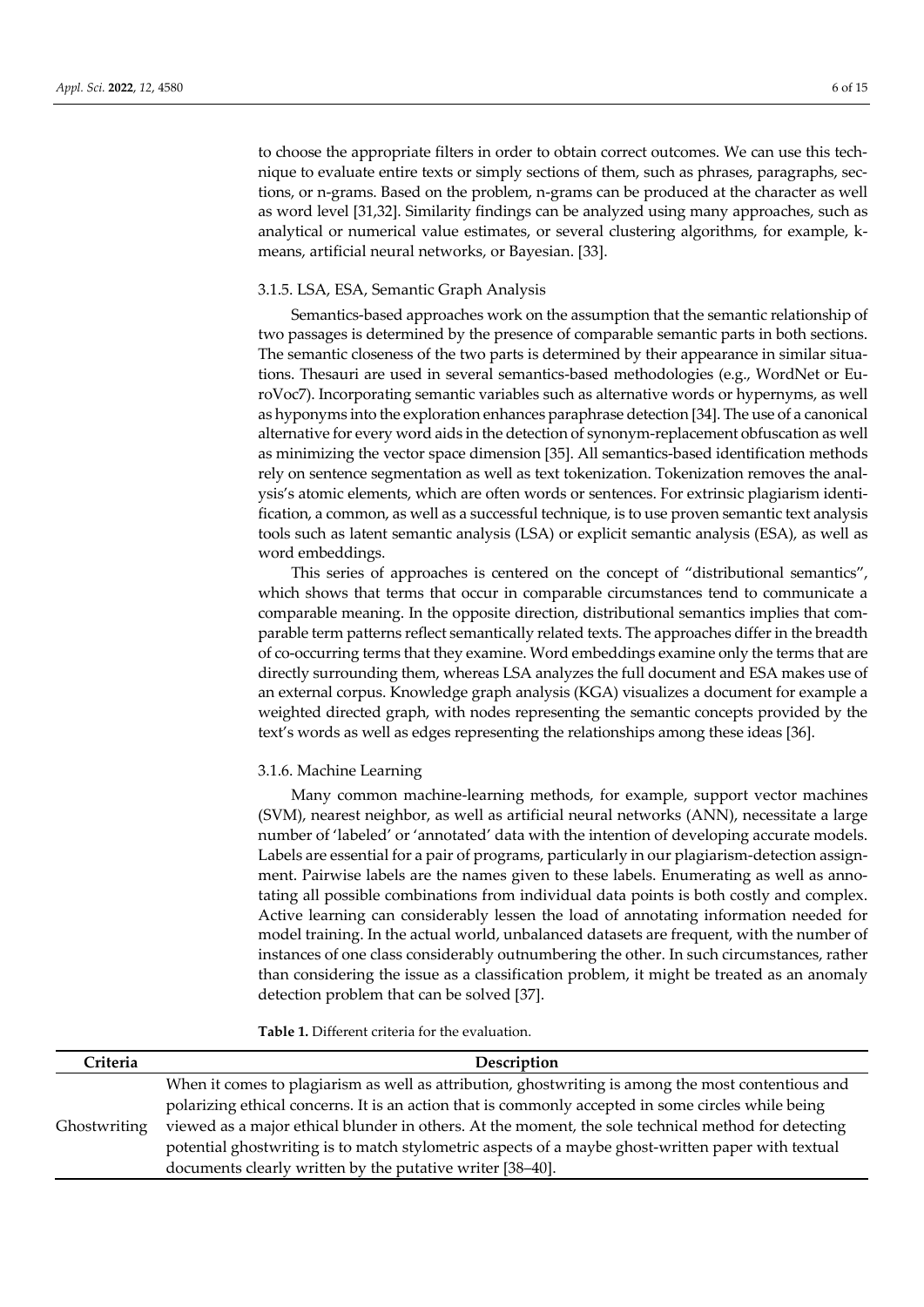to choose the appropriate filters in order to obtain correct outcomes. We can use this technique to evaluate entire texts or simply sections of them, such as phrases, paragraphs, sections, or n-grams. Based on the problem, n-grams can be produced at the character as well as word level [31,32]. Similarity findings can be analyzed using many approaches, such as analytical or numerical value estimates, or several clustering algorithms, for example, k-means, artificial neural networks, or Bayesian. [33].

#### 3.1.5. LSA, ESA, Semantic Graph Analysis

Semantics-based approaches work on the assumption that the semantic relationship of two passages is determined by the presence of comparable semantic parts in both sections. The semantic closeness of the two parts is determined by their appearance in similar situations. Thesauri are used in several semantics-based methodologies (e.g., WordNet or EuroVoc7). Incorporating semantic variables such as alternative words or hypernyms, as well as hyponyms into the exploration enhances paraphrase detection [34]. The use of a canonical alternative for every word aids in the detection of synonym-replacement obfuscation as well as minimizing the vector space dimension [35]. All semantics-based identification methods rely on sentence segmentation as well as text tokenization. Tokenization removes the analysis's atomic elements, which are often words or sentences. For extrinsic plagiarism identification, a common, as well as a successful technique, is to use proven semantic text analysis tools such as latent semantic analysis (LSA) or explicit semantic analysis (ESA), as well as word embeddings.

This series of approaches is centered on the concept of "distributional semantics", which shows that terms that occur in comparable circumstances tend to communicate a comparable meaning. In the opposite direction, distributional semantics implies that comparable term patterns reflect semantically related texts. The approaches differ in the breadth of co-occurring terms that they examine. Word embeddings examine only the terms that are directly surrounding them, whereas LSA analyzes the full document and ESA makes use of an external corpus. Knowledge graph analysis (KGA) visualizes a document for example a weighted directed graph, with nodes representing the semantic concepts provided by the text's words as well as edges representing the relationships among these ideas [36].

#### 3.1.6. Machine Learning

Many common machine-learning methods, for example, support vector machines (SVM), nearest neighbor, as well as artificial neural networks (ANN), necessitate a large number of 'labeled' or 'annotated' data with the intention of developing accurate models. Labels are essential for a pair of programs, particularly in our plagiarism-detection assignment. Pairwise labels are the names given to these labels. Enumerating as well as annotating all possible combinations from individual data points is both costly and complex. Active learning can considerably lessen the load of annotating information needed for model training. In the actual world, unbalanced datasets are frequent, with the number of instances of one class considerably outnumbering the other. In such circumstances, rather than considering the issue as a classification problem, it might be treated as an anomaly detection problem that can be solved [37].

**Table 1.** Different criteria for the evaluation.

| Criteria | Description |
|---|---|
| Ghostwriting | When it comes to plagiarism as well as attribution, ghostwriting is among the most contentious and polarizing ethical concerns. It is an action that is commonly accepted in some circles while being viewed as a major ethical blunder in others. At the moment, the sole technical method for detecting potential ghostwriting is to match stylometric aspects of a maybe ghost-written paper with textual documents clearly written by the putative writer [38–40]. |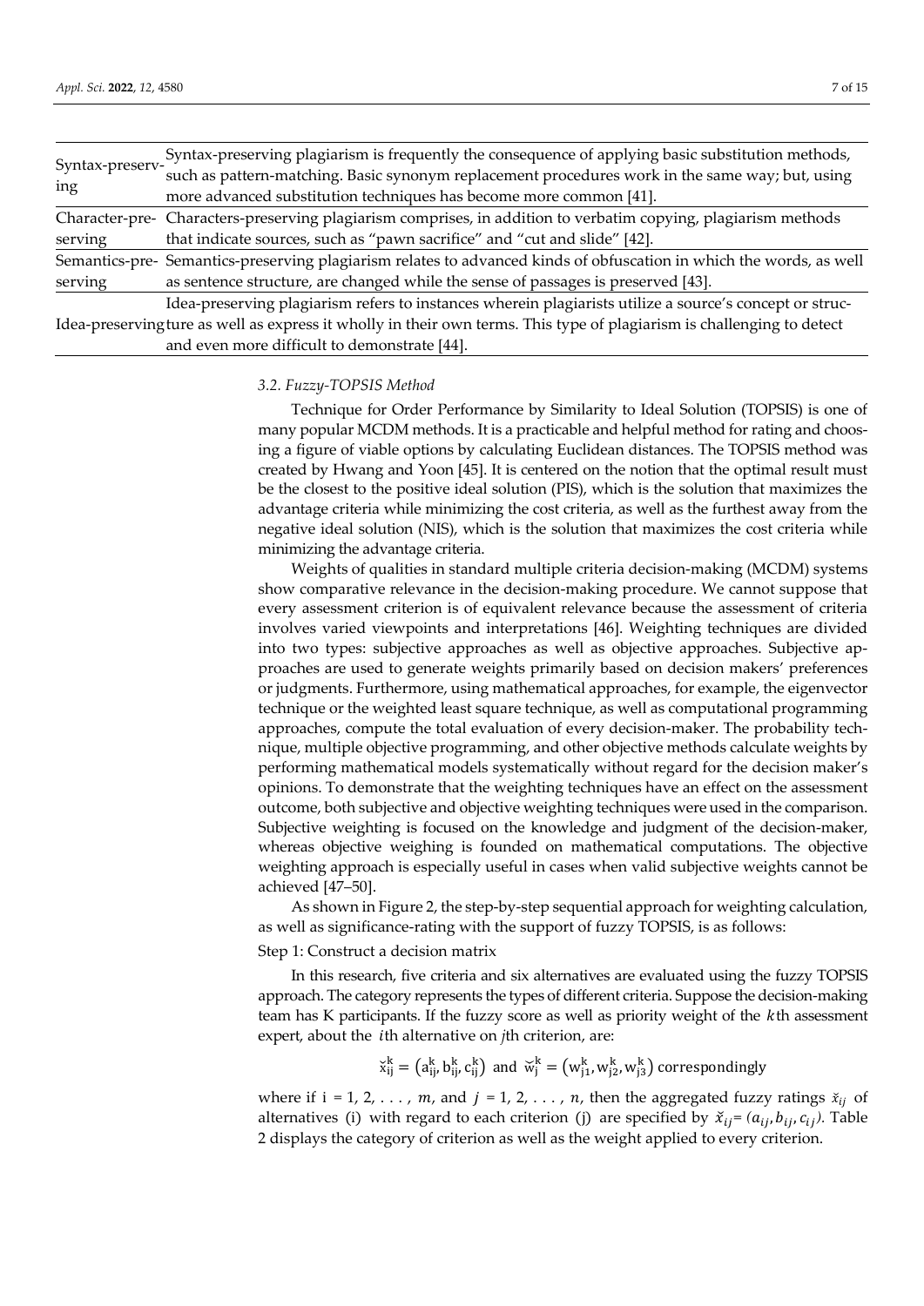| | |
|---|---|
| Syntax-preserving | Syntax-preserving plagiarism is frequently the consequence of applying basic substitution methods, such as pattern-matching. Basic synonym replacement procedures work in the same way; but, using more advanced substitution techniques has become more common [41]. |
| Character-preserving | Characters-preserving plagiarism comprises, in addition to verbatim copying, plagiarism methods that indicate sources, such as "pawn sacrifice" and "cut and slide" [42]. |
| Semantics-preserving | Semantics-preserving plagiarism relates to advanced kinds of obfuscation in which the words, as well as sentence structure, are changed while the sense of passages is preserved [43]. |
| Idea-preserving | Idea-preserving plagiarism refers to instances wherein plagiarists utilize a source's concept or structure as well as express it wholly in their own terms. This type of plagiarism is challenging to detect and even more difficult to demonstrate [44]. |

### *3.2. Fuzzy-TOPSIS Method*

Technique for Order Performance by Similarity to Ideal Solution (TOPSIS) is one of many popular MCDM methods. It is a practicable and helpful method for rating and choosing a figure of viable options by calculating Euclidean distances. The TOPSIS method was created by Hwang and Yoon [45]. It is centered on the notion that the optimal result must be the closest to the positive ideal solution (PIS), which is the solution that maximizes the advantage criteria while minimizing the cost criteria, as well as the furthest away from the negative ideal solution (NIS), which is the solution that maximizes the cost criteria while minimizing the advantage criteria.

Weights of qualities in standard multiple criteria decision-making (MCDM) systems show comparative relevance in the decision-making procedure. We cannot suppose that every assessment criterion is of equivalent relevance because the assessment of criteria involves varied viewpoints and interpretations [46]. Weighting techniques are divided into two types: subjective approaches as well as objective approaches. Subjective approaches are used to generate weights primarily based on decision makers' preferences or judgments. Furthermore, using mathematical approaches, for example, the eigenvector technique or the weighted least square technique, as well as computational programming approaches, compute the total evaluation of every decision-maker. The probability technique, multiple objective programming, and other objective methods calculate weights by performing mathematical models systematically without regard for the decision maker's opinions. To demonstrate that the weighting techniques have an effect on the assessment outcome, both subjective and objective weighting techniques were used in the comparison. Subjective weighting is focused on the knowledge and judgment of the decision-maker, whereas objective weighing is founded on mathematical computations. The objective weighting approach is especially useful in cases when valid subjective weights cannot be achieved [47–50].

As shown in Figure 2, the step-by-step sequential approach for weighting calculation, as well as significance-rating with the support of fuzzy TOPSIS, is as follows:

Step 1: Construct a decision matrix

In this research, five criteria and six alternatives are evaluated using the fuzzy TOPSIS approach. The category represents the types of different criteria. Suppose the decision-making team has K participants. If the fuzzy score as well as priority weight of the $k$th assessment expert, about the $i$th alternative on $j$th criterion, are:

$$\breve{x}_{ij}^{k} = \left(a_{ij}^{k}, b_{ij}^{k}, c_{ij}^{k}\right) \text{ and } \breve{w}_{j}^{k} = \left(w_{j1}^{k}, w_{j2}^{k}, w_{j3}^{k}\right) \text{ correspondingly}$$

where if $i = 1, 2, \ldots, m$, and $j = 1, 2, \ldots, n$, then the aggregated fuzzy ratings $\breve{x}_{ij}$ of alternatives (i) with regard to each criterion (j) are specified by $\breve{x}_{ij} = (a_{ij}, b_{ij}, c_{ij})$. Table 2 displays the category of criterion as well as the weight applied to every criterion.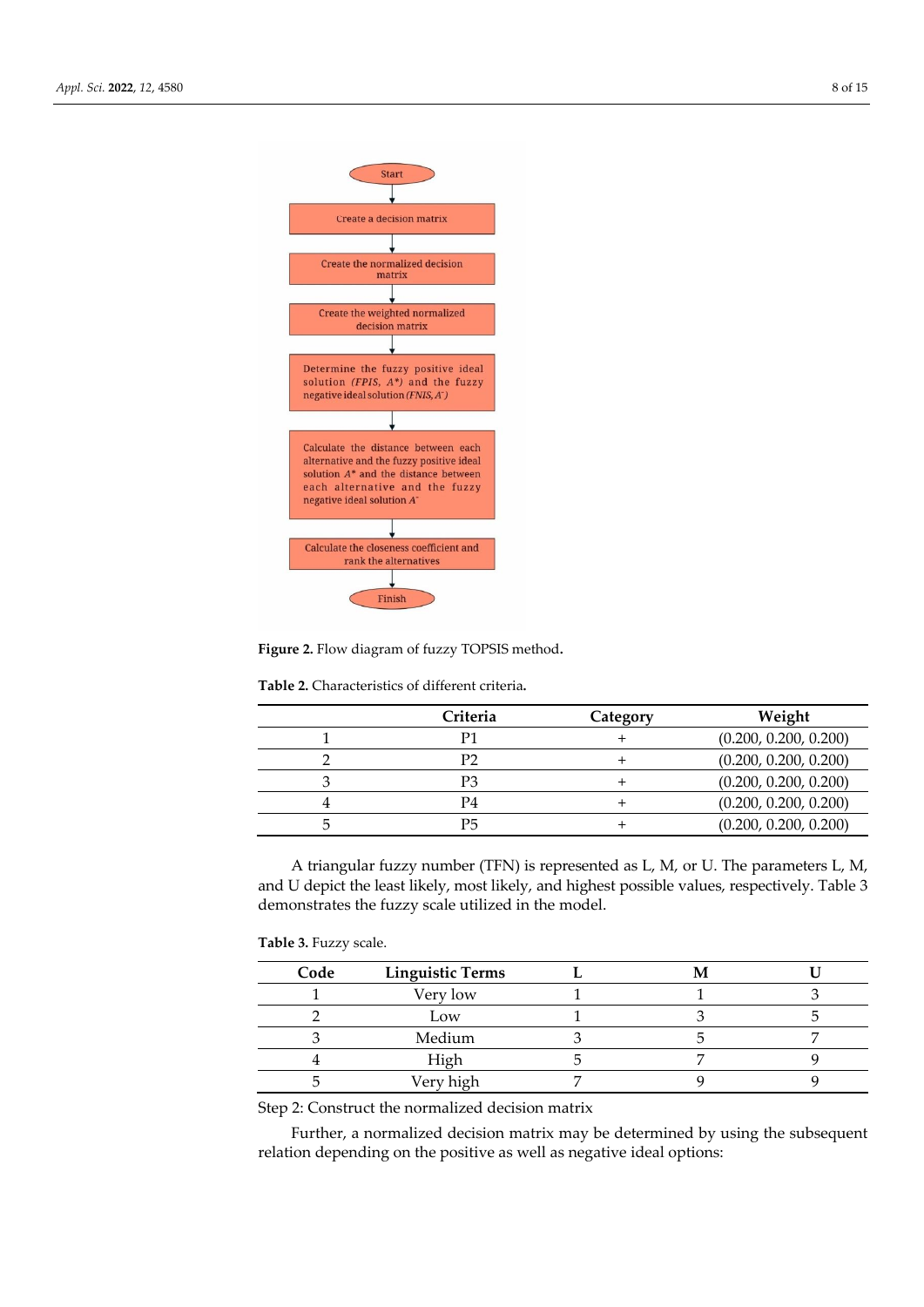**Figure 2.** Flow diagram of fuzzy TOPSIS method.

**Table 2.** Characteristics of different criteria.

| | Criteria | Category | Weight |
|---|---|---|---|
| 1 | P1 | + | (0.200, 0.200, 0.200) |
| 2 | P2 | + | (0.200, 0.200, 0.200) |
| 3 | P3 | + | (0.200, 0.200, 0.200) |
| 4 | P4 | + | (0.200, 0.200, 0.200) |
| 5 | P5 | + | (0.200, 0.200, 0.200) |

A triangular fuzzy number (TFN) is represented as L, M, or U. The parameters L, M, and U depict the least likely, most likely, and highest possible values, respectively. Table 3 demonstrates the fuzzy scale utilized in the model.

**Table 3.** Fuzzy scale.

| Code | Linguistic Terms | L | M | U |
|---|---|---|---|---|
| 1 | Very low | 1 | 1 | 3 |
| 2 | Low | 1 | 3 | 5 |
| 3 | Medium | 3 | 5 | 7 |
| 4 | High | 5 | 7 | 9 |
| 5 | Very high | 7 | 9 | 9 |

Step 2: Construct the normalized decision matrix

Further, a normalized decision matrix may be determined by using the subsequent relation depending on the positive as well as negative ideal options: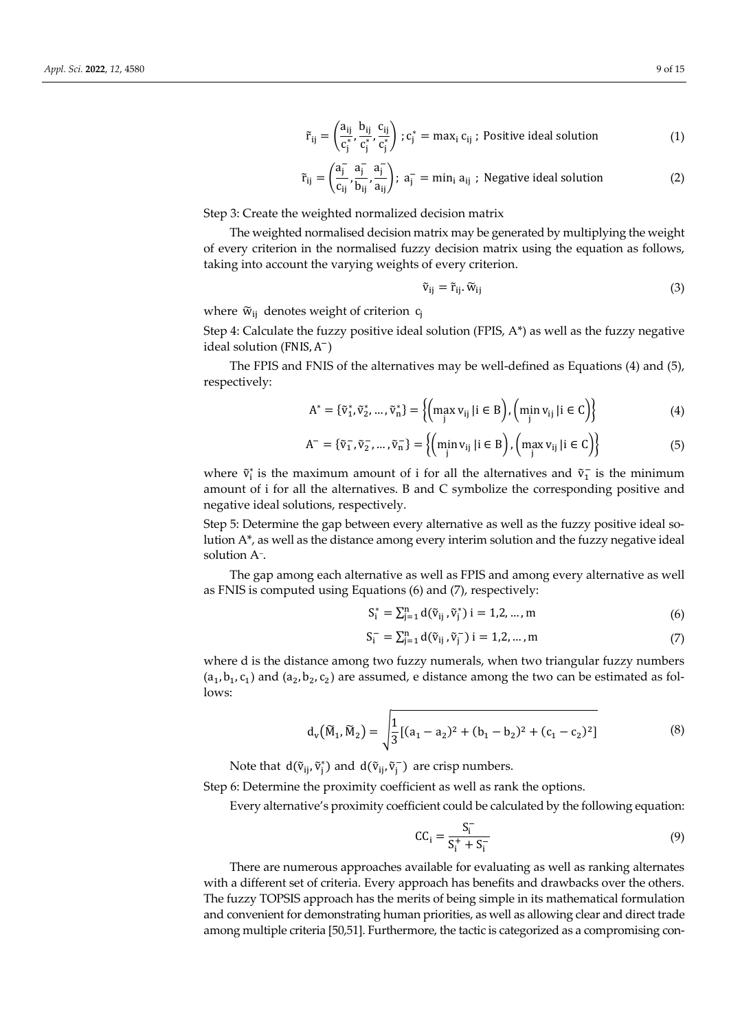$$\tilde{r}_{ij} = \left(\frac{a_{ij}}{c_j^*}, \frac{b_{ij}}{c_j^*}, \frac{c_{ij}}{c_j^*}\right); c_j^* = \max_i c_{ij}\text{ ; Positive ideal solution} \tag{1}$$

$$\tilde{r}_{ij} = \left(\frac{a_j^-}{c_{ij}}, \frac{a_j^-}{b_{ij}}, \frac{a_j^-}{a_{ij}}\right);\ a_j^- = \min_i a_{ij}\text{ ; Negative ideal solution} \tag{2}$$

Step 3: Create the weighted normalized decision matrix

The weighted normalised decision matrix may be generated by multiplying the weight of every criterion in the normalised fuzzy decision matrix using the equation as follows, taking into account the varying weights of every criterion.

$$\tilde{v}_{ij} = \tilde{r}_{ij}.\tilde{w}_{ij} \tag{3}$$

where $\tilde{w}_{ij}$ denotes weight of criterion $c_j$

Step 4: Calculate the fuzzy positive ideal solution (FPIS, $A^*$) as well as the fuzzy negative ideal solution (FNIS, $A^-$)

The FPIS and FNIS of the alternatives may be well-defined as Equations (4) and (5), respectively:

$$A^* = \{\tilde{v}_1^*, \tilde{v}_2^*, \ldots, \tilde{v}_n^*\} = \left\{\left(\max_j v_{ij} \,|i \in B\right), \left(\min_j v_{ij} \,|i \in C\right)\right\} \tag{4}$$

$$A^- = \{\tilde{v}_1^-, \tilde{v}_2^-, \ldots, \tilde{v}_n^-\} = \left\{\left(\min_j v_{ij} \,|i \in B\right), \left(\max_j v_{ij} \,|i \in C\right)\right\} \tag{5}$$

where $\tilde{v}_i^*$ is the maximum amount of i for all the alternatives and $\tilde{v}_1^-$ is the minimum amount of i for all the alternatives. B and C symbolize the corresponding positive and negative ideal solutions, respectively.

Step 5: Determine the gap between every alternative as well as the fuzzy positive ideal solution $A^*$, as well as the distance among every interim solution and the fuzzy negative ideal solution $A^-$.

The gap among each alternative as well as FPIS and among every alternative as well as FNIS is computed using Equations (6) and (7), respectively:

$$S_i^* = \sum_{j=1}^{n} d(\tilde{v}_{ij}, \tilde{v}_j^*)\ i = 1,2, \ldots, m \tag{6}$$

$$S_i^- = \sum_{j=1}^{n} d(\tilde{v}_{ij}, \tilde{v}_j^-)\ i = 1,2, \ldots, m \tag{7}$$

where d is the distance among two fuzzy numerals, when two triangular fuzzy numbers $(a_1, b_1, c_1)$ and $(a_2, b_2, c_2)$ are assumed, e distance among the two can be estimated as follows:

$$d_v(\tilde{M}_1, \tilde{M}_2) = \sqrt{\frac{1}{3}[(a_1 - a_2)^2 + (b_1 - b_2)^2 + (c_1 - c_2)^2]} \tag{8}$$

Note that $d(\tilde{v}_{ij}, \tilde{v}_j^*)$ and $d(\tilde{v}_{ij}, \tilde{v}_j^-)$ are crisp numbers.

Step 6: Determine the proximity coefficient as well as rank the options.

Every alternative's proximity coefficient could be calculated by the following equation:

$$CC_i = \frac{S_i^-}{S_i^+ + S_i^-} \tag{9}$$

There are numerous approaches available for evaluating as well as ranking alternates with a different set of criteria. Every approach has benefits and drawbacks over the others. The fuzzy TOPSIS approach has the merits of being simple in its mathematical formulation and convenient for demonstrating human priorities, as well as allowing clear and direct trade among multiple criteria [50,51]. Furthermore, the tactic is categorized as a compromising con-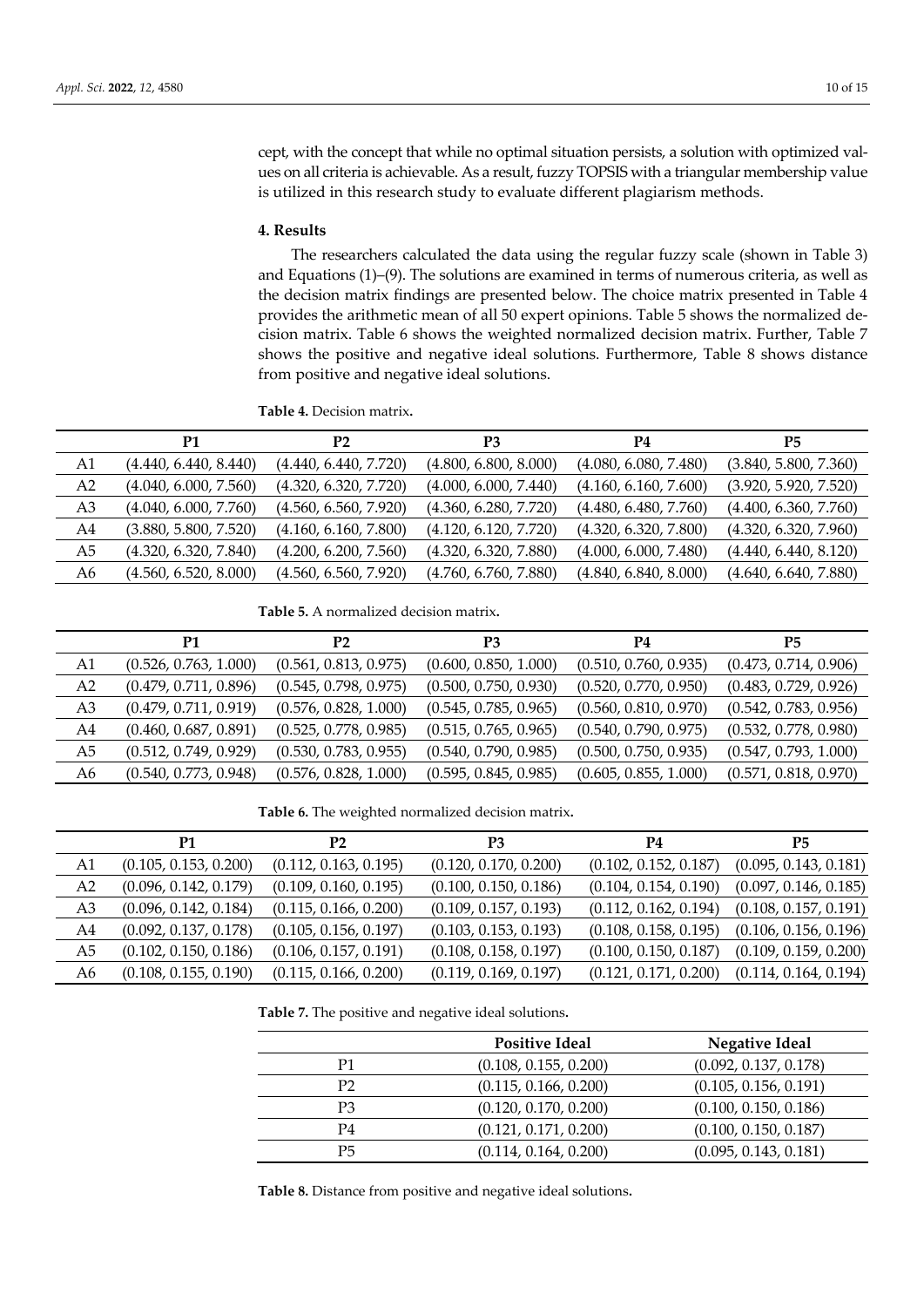cept, with the concept that while no optimal situation persists, a solution with optimized values on all criteria is achievable. As a result, fuzzy TOPSIS with a triangular membership value is utilized in this research study to evaluate different plagiarism methods.

## 4. Results

The researchers calculated the data using the regular fuzzy scale (shown in Table 3) and Equations (1)–(9). The solutions are examined in terms of numerous criteria, as well as the decision matrix findings are presented below. The choice matrix presented in Table 4 provides the arithmetic mean of all 50 expert opinions. Table 5 shows the normalized decision matrix. Table 6 shows the weighted normalized decision matrix. Further, Table 7 shows the positive and negative ideal solutions. Furthermore, Table 8 shows distance from positive and negative ideal solutions.

**Table 4.** Decision matrix.

| | P1 | P2 | P3 | P4 | P5 |
|---|---|---|---|---|---|
| A1 | (4.440, 6.440, 8.440) | (4.440, 6.440, 7.720) | (4.800, 6.800, 8.000) | (4.080, 6.080, 7.480) | (3.840, 5.800, 7.360) |
| A2 | (4.040, 6.000, 7.560) | (4.320, 6.320, 7.720) | (4.000, 6.000, 7.440) | (4.160, 6.160, 7.600) | (3.920, 5.920, 7.520) |
| A3 | (4.040, 6.000, 7.760) | (4.560, 6.560, 7.920) | (4.360, 6.280, 7.720) | (4.480, 6.480, 7.760) | (4.400, 6.360, 7.760) |
| A4 | (3.880, 5.800, 7.520) | (4.160, 6.160, 7.800) | (4.120, 6.120, 7.720) | (4.320, 6.320, 7.800) | (4.320, 6.320, 7.960) |
| A5 | (4.320, 6.320, 7.840) | (4.200, 6.200, 7.560) | (4.320, 6.320, 7.880) | (4.000, 6.000, 7.480) | (4.440, 6.440, 8.120) |
| A6 | (4.560, 6.520, 8.000) | (4.560, 6.560, 7.920) | (4.760, 6.760, 7.880) | (4.840, 6.840, 8.000) | (4.640, 6.640, 7.880) |

**Table 5.** A normalized decision matrix.

| | P1 | P2 | P3 | P4 | P5 |
|---|---|---|---|---|---|
| A1 | (0.526, 0.763, 1.000) | (0.561, 0.813, 0.975) | (0.600, 0.850, 1.000) | (0.510, 0.760, 0.935) | (0.473, 0.714, 0.906) |
| A2 | (0.479, 0.711, 0.896) | (0.545, 0.798, 0.975) | (0.500, 0.750, 0.930) | (0.520, 0.770, 0.950) | (0.483, 0.729, 0.926) |
| A3 | (0.479, 0.711, 0.919) | (0.576, 0.828, 1.000) | (0.545, 0.785, 0.965) | (0.560, 0.810, 0.970) | (0.542, 0.783, 0.956) |
| A4 | (0.460, 0.687, 0.891) | (0.525, 0.778, 0.985) | (0.515, 0.765, 0.965) | (0.540, 0.790, 0.975) | (0.532, 0.778, 0.980) |
| A5 | (0.512, 0.749, 0.929) | (0.530, 0.783, 0.955) | (0.540, 0.790, 0.985) | (0.500, 0.750, 0.935) | (0.547, 0.793, 1.000) |
| A6 | (0.540, 0.773, 0.948) | (0.576, 0.828, 1.000) | (0.595, 0.845, 0.985) | (0.605, 0.855, 1.000) | (0.571, 0.818, 0.970) |

**Table 6.** The weighted normalized decision matrix.

| | P1 | P2 | P3 | P4 | P5 |
|---|---|---|---|---|---|
| A1 | (0.105, 0.153, 0.200) | (0.112, 0.163, 0.195) | (0.120, 0.170, 0.200) | (0.102, 0.152, 0.187) | (0.095, 0.143, 0.181) |
| A2 | (0.096, 0.142, 0.179) | (0.109, 0.160, 0.195) | (0.100, 0.150, 0.186) | (0.104, 0.154, 0.190) | (0.097, 0.146, 0.185) |
| A3 | (0.096, 0.142, 0.184) | (0.115, 0.166, 0.200) | (0.109, 0.157, 0.193) | (0.112, 0.162, 0.194) | (0.108, 0.157, 0.191) |
| A4 | (0.092, 0.137, 0.178) | (0.105, 0.156, 0.197) | (0.103, 0.153, 0.193) | (0.108, 0.158, 0.195) | (0.106, 0.156, 0.196) |
| A5 | (0.102, 0.150, 0.186) | (0.106, 0.157, 0.191) | (0.108, 0.158, 0.197) | (0.100, 0.150, 0.187) | (0.109, 0.159, 0.200) |
| A6 | (0.108, 0.155, 0.190) | (0.115, 0.166, 0.200) | (0.119, 0.169, 0.197) | (0.121, 0.171, 0.200) | (0.114, 0.164, 0.194) |

**Table 7.** The positive and negative ideal solutions.

| | Positive Ideal | Negative Ideal |
|---|---|---|
| P1 | (0.108, 0.155, 0.200) | (0.092, 0.137, 0.178) |
| P2 | (0.115, 0.166, 0.200) | (0.105, 0.156, 0.191) |
| P3 | (0.120, 0.170, 0.200) | (0.100, 0.150, 0.186) |
| P4 | (0.121, 0.171, 0.200) | (0.100, 0.150, 0.187) |
| P5 | (0.114, 0.164, 0.200) | (0.095, 0.143, 0.181) |

**Table 8.** Distance from positive and negative ideal solutions.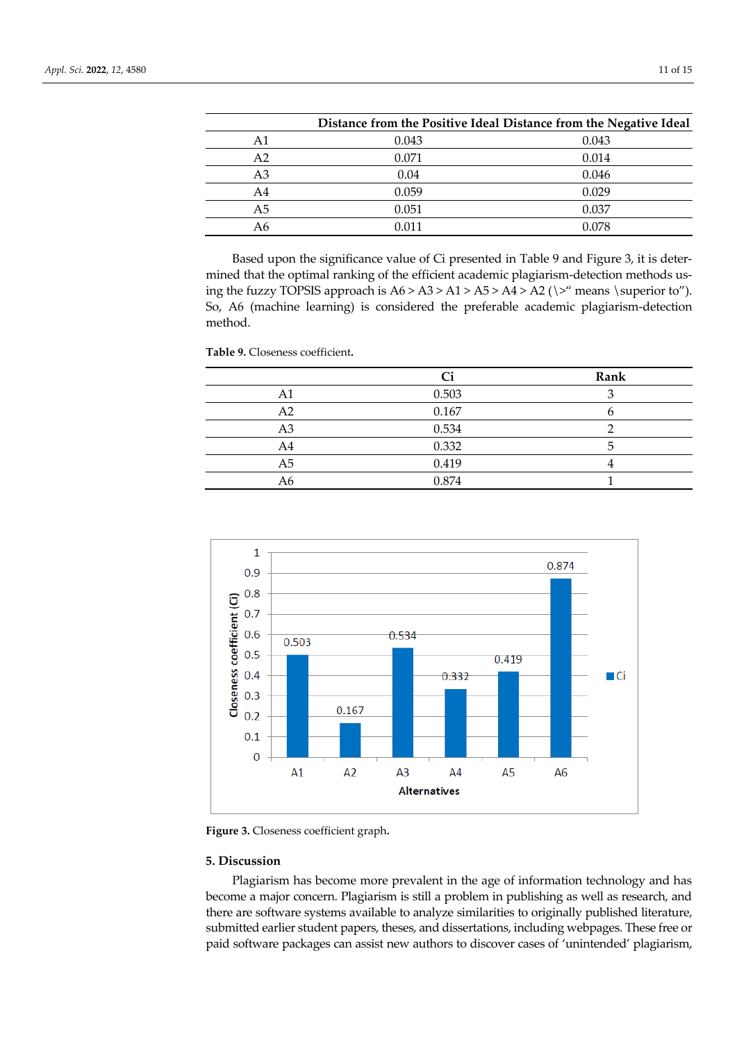| | Distance from the Positive Ideal | Distance from the Negative Ideal |
|---|---|---|
| A1 | 0.043 | 0.043 |
| A2 | 0.071 | 0.014 |
| A3 | 0.04 | 0.046 |
| A4 | 0.059 | 0.029 |
| A5 | 0.051 | 0.037 |
| A6 | 0.011 | 0.078 |

Based upon the significance value of Ci presented in Table 9 and Figure 3, it is determined that the optimal ranking of the efficient academic plagiarism-detection methods using the fuzzy TOPSIS approach is A6 > A3 > A1 > A5 > A4 > A2 (\>" means \superior to"). So, A6 (machine learning) is considered the preferable academic plagiarism-detection method.

**Table 9.** Closeness coefficient.

| | Ci | Rank |
|---|---|---|
| A1 | 0.503 | 3 |
| A2 | 0.167 | 6 |
| A3 | 0.534 | 2 |
| A4 | 0.332 | 5 |
| A5 | 0.419 | 4 |
| A6 | 0.874 | 1 |

**Figure 3.** Closeness coefficient graph.

## 5. Discussion

Plagiarism has become more prevalent in the age of information technology and has become a major concern. Plagiarism is still a problem in publishing as well as research, and there are software systems available to analyze similarities to originally published literature, submitted earlier student papers, theses, and dissertations, including webpages. These free or paid software packages can assist new authors to discover cases of 'unintended' plagiarism,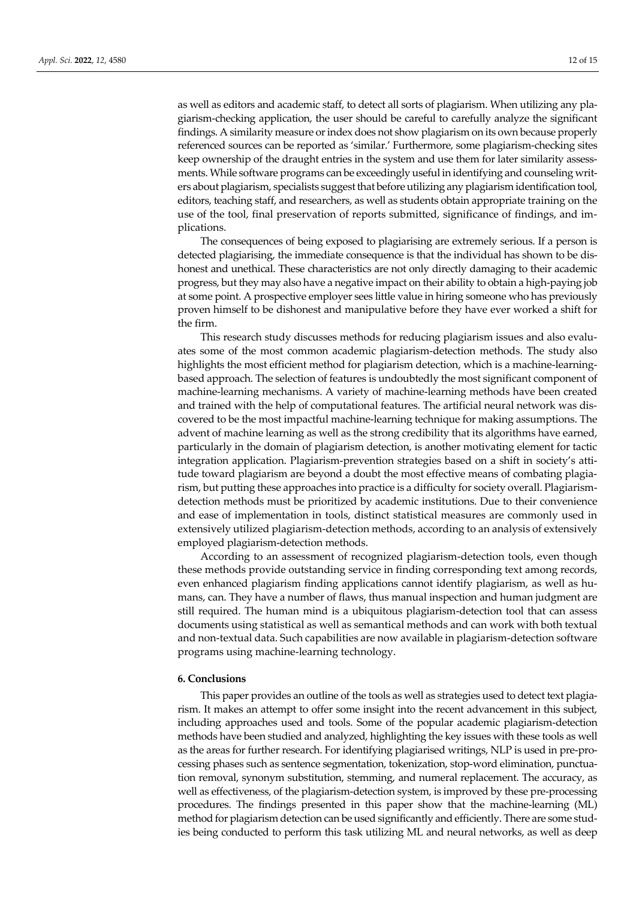as well as editors and academic staff, to detect all sorts of plagiarism. When utilizing any plagiarism-checking application, the user should be careful to carefully analyze the significant findings. A similarity measure or index does not show plagiarism on its own because properly referenced sources can be reported as 'similar.' Furthermore, some plagiarism-checking sites keep ownership of the draught entries in the system and use them for later similarity assessments. While software programs can be exceedingly useful in identifying and counseling writers about plagiarism, specialists suggest that before utilizing any plagiarism identification tool, editors, teaching staff, and researchers, as well as students obtain appropriate training on the use of the tool, final preservation of reports submitted, significance of findings, and implications.

The consequences of being exposed to plagiarising are extremely serious. If a person is detected plagiarising, the immediate consequence is that the individual has shown to be dishonest and unethical. These characteristics are not only directly damaging to their academic progress, but they may also have a negative impact on their ability to obtain a high-paying job at some point. A prospective employer sees little value in hiring someone who has previously proven himself to be dishonest and manipulative before they have ever worked a shift for the firm.

This research study discusses methods for reducing plagiarism issues and also evaluates some of the most common academic plagiarism-detection methods. The study also highlights the most efficient method for plagiarism detection, which is a machine-learning-based approach. The selection of features is undoubtedly the most significant component of machine-learning mechanisms. A variety of machine-learning methods have been created and trained with the help of computational features. The artificial neural network was discovered to be the most impactful machine-learning technique for making assumptions. The advent of machine learning as well as the strong credibility that its algorithms have earned, particularly in the domain of plagiarism detection, is another motivating element for tactic integration application. Plagiarism-prevention strategies based on a shift in society's attitude toward plagiarism are beyond a doubt the most effective means of combating plagiarism, but putting these approaches into practice is a difficulty for society overall. Plagiarism-detection methods must be prioritized by academic institutions. Due to their convenience and ease of implementation in tools, distinct statistical measures are commonly used in extensively utilized plagiarism-detection methods, according to an analysis of extensively employed plagiarism-detection methods.

According to an assessment of recognized plagiarism-detection tools, even though these methods provide outstanding service in finding corresponding text among records, even enhanced plagiarism finding applications cannot identify plagiarism, as well as humans, can. They have a number of flaws, thus manual inspection and human judgment are still required. The human mind is a ubiquitous plagiarism-detection tool that can assess documents using statistical as well as semantical methods and can work with both textual and non-textual data. Such capabilities are now available in plagiarism-detection software programs using machine-learning technology.

## 6. Conclusions

This paper provides an outline of the tools as well as strategies used to detect text plagiarism. It makes an attempt to offer some insight into the recent advancement in this subject, including approaches used and tools. Some of the popular academic plagiarism-detection methods have been studied and analyzed, highlighting the key issues with these tools as well as the areas for further research. For identifying plagiarised writings, NLP is used in pre-processing phases such as sentence segmentation, tokenization, stop-word elimination, punctuation removal, synonym substitution, stemming, and numeral replacement. The accuracy, as well as effectiveness, of the plagiarism-detection system, is improved by these pre-processing procedures. The findings presented in this paper show that the machine-learning (ML) method for plagiarism detection can be used significantly and efficiently. There are some studies being conducted to perform this task utilizing ML and neural networks, as well as deep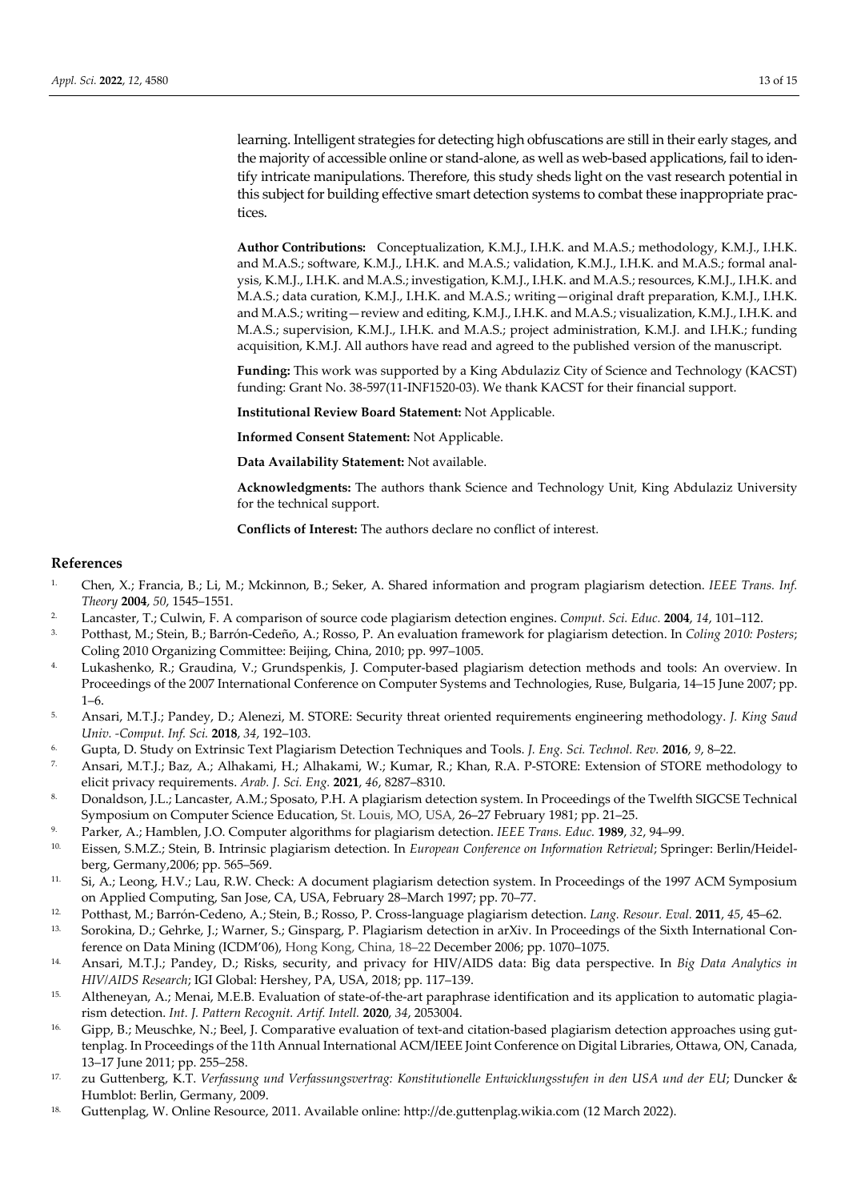learning. Intelligent strategies for detecting high obfuscations are still in their early stages, and the majority of accessible online or stand-alone, as well as web-based applications, fail to identify intricate manipulations. Therefore, this study sheds light on the vast research potential in this subject for building effective smart detection systems to combat these inappropriate practices.

**Author Contributions:** Conceptualization, K.M.J., I.H.K. and M.A.S.; methodology, K.M.J., I.H.K. and M.A.S.; software, K.M.J., I.H.K. and M.A.S.; validation, K.M.J., I.H.K. and M.A.S.; formal analysis, K.M.J., I.H.K. and M.A.S.; investigation, K.M.J., I.H.K. and M.A.S.; resources, K.M.J., I.H.K. and M.A.S.; data curation, K.M.J., I.H.K. and M.A.S.; writing—original draft preparation, K.M.J., I.H.K. and M.A.S.; writing—review and editing, K.M.J., I.H.K. and M.A.S.; visualization, K.M.J., I.H.K. and M.A.S.; supervision, K.M.J., I.H.K. and M.A.S.; project administration, K.M.J. and I.H.K.; funding acquisition, K.M.J. All authors have read and agreed to the published version of the manuscript.

**Funding:** This work was supported by a King Abdulaziz City of Science and Technology (KACST) funding: Grant No. 38-597(11-INF1520-03). We thank KACST for their financial support.

**Institutional Review Board Statement:** Not Applicable.

**Informed Consent Statement:** Not Applicable.

**Data Availability Statement:** Not available.

**Acknowledgments:** The authors thank Science and Technology Unit, King Abdulaziz University for the technical support.

**Conflicts of Interest:** The authors declare no conflict of interest.

## References

1. Chen, X.; Francia, B.; Li, M.; Mckinnon, B.; Seker, A. Shared information and program plagiarism detection. *IEEE Trans. Inf. Theory* **2004**, *50*, 1545–1551.
2. Lancaster, T.; Culwin, F. A comparison of source code plagiarism detection engines. *Comput. Sci. Educ.* **2004**, *14*, 101–112.
3. Potthast, M.; Stein, B.; Barrón-Cedeño, A.; Rosso, P. An evaluation framework for plagiarism detection. In *Coling 2010: Posters*; Coling 2010 Organizing Committee: Beijing, China, 2010; pp. 997–1005.
4. Lukashenko, R.; Graudina, V.; Grundspenkis, J. Computer-based plagiarism detection methods and tools: An overview. In Proceedings of the 2007 International Conference on Computer Systems and Technologies, Ruse, Bulgaria, 14–15 June 2007; pp. 1–6.
5. Ansari, M.T.J.; Pandey, D.; Alenezi, M. STORE: Security threat oriented requirements engineering methodology. *J. King Saud Univ. -Comput. Inf. Sci.* **2018**, *34*, 192–103.
6. Gupta, D. Study on Extrinsic Text Plagiarism Detection Techniques and Tools. *J. Eng. Sci. Technol. Rev.* **2016**, *9*, 8–22.
7. Ansari, M.T.J.; Baz, A.; Alhakami, H.; Alhakami, W.; Kumar, R.; Khan, R.A. P-STORE: Extension of STORE methodology to elicit privacy requirements. *Arab. J. Sci. Eng.* **2021**, *46*, 8287–8310.
8. Donaldson, J.L.; Lancaster, A.M.; Sposato, P.H. A plagiarism detection system. In Proceedings of the Twelfth SIGCSE Technical Symposium on Computer Science Education, St. Louis, MO, USA, 26–27 February 1981; pp. 21–25.
9. Parker, A.; Hamblen, J.O. Computer algorithms for plagiarism detection. *IEEE Trans. Educ.* **1989**, *32*, 94–99.
10. Eissen, S.M.Z.; Stein, B. Intrinsic plagiarism detection. In *European Conference on Information Retrieval*; Springer: Berlin/Heidelberg, Germany,2006; pp. 565–569.
11. Si, A.; Leong, H.V.; Lau, R.W. Check: A document plagiarism detection system. In Proceedings of the 1997 ACM Symposium on Applied Computing, San Jose, CA, USA, February 28–March 1997; pp. 70–77.
12. Potthast, M.; Barrón-Cedeno, A.; Stein, B.; Rosso, P. Cross-language plagiarism detection. *Lang. Resour. Eval.* **2011**, *45*, 45–62.
13. Sorokina, D.; Gehrke, J.; Warner, S.; Ginsparg, P. Plagiarism detection in arXiv. In Proceedings of the Sixth International Conference on Data Mining (ICDM'06), Hong Kong, China, 18–22 December 2006; pp. 1070–1075.
14. Ansari, M.T.J.; Pandey, D.; Risks, security, and privacy for HIV/AIDS data: Big data perspective. In *Big Data Analytics in HIV/AIDS Research*; IGI Global: Hershey, PA, USA, 2018; pp. 117–139.
15. Altheneyan, A.; Menai, M.E.B. Evaluation of state-of-the-art paraphrase identification and its application to automatic plagiarism detection. *Int. J. Pattern Recognit. Artif. Intell.* **2020**, *34*, 2053004.
16. Gipp, B.; Meuschke, N.; Beel, J. Comparative evaluation of text-and citation-based plagiarism detection approaches using guttenplag. In Proceedings of the 11th Annual International ACM/IEEE Joint Conference on Digital Libraries, Ottawa, ON, Canada, 13–17 June 2011; pp. 255–258.
17. zu Guttenberg, K.T. *Verfassung und Verfassungsvertrag: Konstitutionelle Entwicklungsstufen in den USA und der EU*; Duncker & Humblot: Berlin, Germany, 2009.
18. Guttenplag, W. Online Resource, 2011. Available online: http://de.guttenplag.wikia.com (12 March 2022).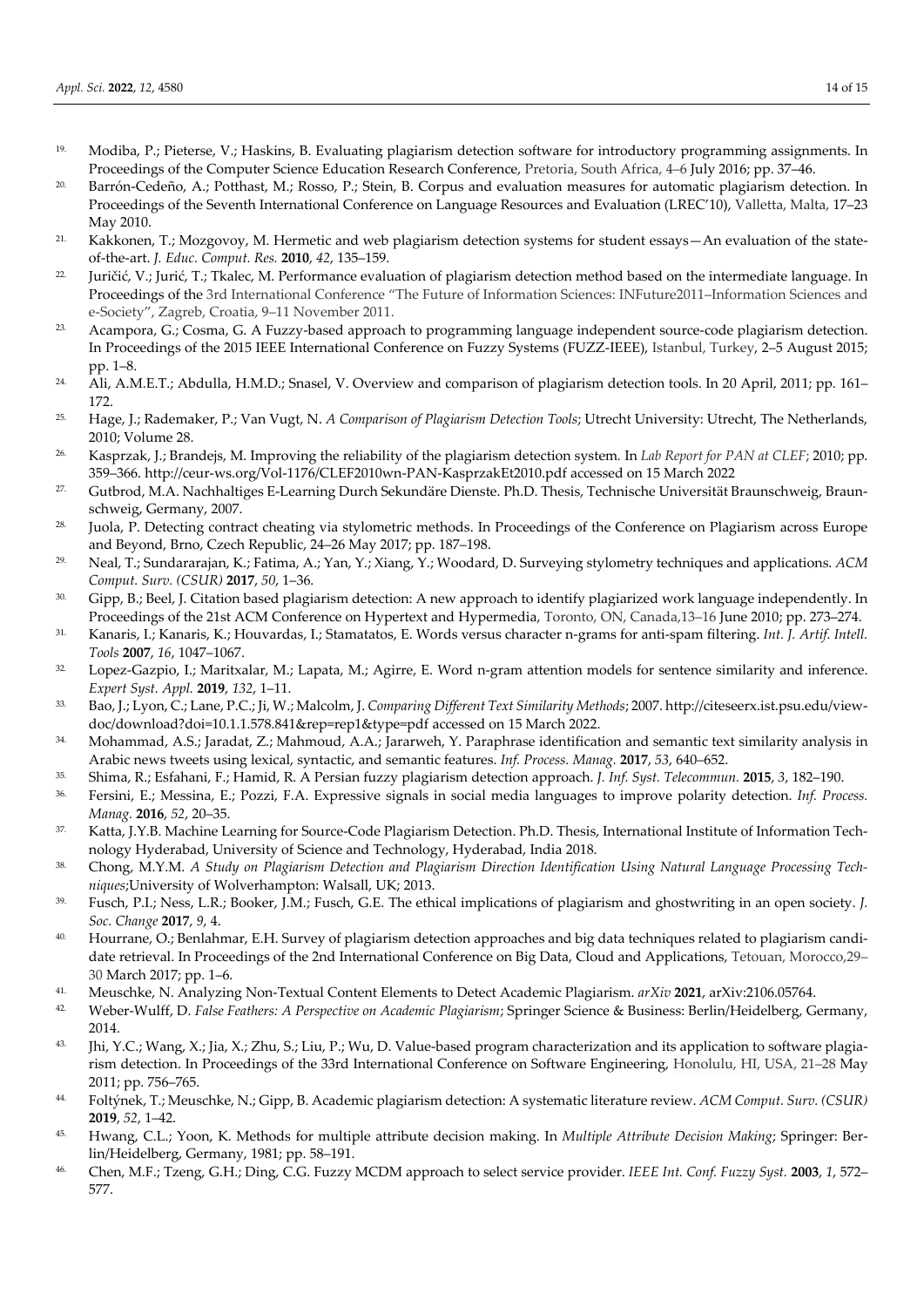19. Modiba, P.; Pieterse, V.; Haskins, B. Evaluating plagiarism detection software for introductory programming assignments. In Proceedings of the Computer Science Education Research Conference, Pretoria, South Africa, 4–6 July 2016; pp. 37–46.
20. Barrón-Cedeño, A.; Potthast, M.; Rosso, P.; Stein, B. Corpus and evaluation measures for automatic plagiarism detection. In Proceedings of the Seventh International Conference on Language Resources and Evaluation (LREC'10), Valletta, Malta, 17–23 May 2010.
21. Kakkonen, T.; Mozgovoy, M. Hermetic and web plagiarism detection systems for student essays—An evaluation of the state-of-the-art. *J. Educ. Comput. Res.* **2010**, *42*, 135–159.
22. Juričić, V.; Jurić, T.; Tkalec, M. Performance evaluation of plagiarism detection method based on the intermediate language. In Proceedings of the 3rd International Conference "The Future of Information Sciences: INFuture2011–Information Sciences and e-Society", Zagreb, Croatia, 9–11 November 2011.
23. Acampora, G.; Cosma, G. A Fuzzy-based approach to programming language independent source-code plagiarism detection. In Proceedings of the 2015 IEEE International Conference on Fuzzy Systems (FUZZ-IEEE), Istanbul, Turkey, 2–5 August 2015; pp. 1–8.
24. Ali, A.M.E.T.; Abdulla, H.M.D.; Snasel, V. Overview and comparison of plagiarism detection tools. In 20 April, 2011; pp. 161–172.
25. Hage, J.; Rademaker, P.; Van Vugt, N. *A Comparison of Plagiarism Detection Tools*; Utrecht University: Utrecht, The Netherlands, 2010; Volume 28.
26. Kasprzak, J.; Brandejs, M. Improving the reliability of the plagiarism detection system. In *Lab Report for PAN at CLEF*; 2010; pp. 359–366. http://ceur-ws.org/Vol-1176/CLEF2010wn-PAN-KasprzakEt2010.pdf accessed on 15 March 2022
27. Gutbrod, M.A. Nachhaltiges E-Learning Durch Sekundäre Dienste. Ph.D. Thesis, Technische Universität Braunschweig, Braunschweig, Germany, 2007.
28. Juola, P. Detecting contract cheating via stylometric methods. In Proceedings of the Conference on Plagiarism across Europe and Beyond, Brno, Czech Republic, 24–26 May 2017; pp. 187–198.
29. Neal, T.; Sundararajan, K.; Fatima, A.; Yan, Y.; Xiang, Y.; Woodard, D. Surveying stylometry techniques and applications. *ACM Comput. Surv. (CSUR)* **2017**, *50*, 1–36.
30. Gipp, B.; Beel, J. Citation based plagiarism detection: A new approach to identify plagiarized work language independently. In Proceedings of the 21st ACM Conference on Hypertext and Hypermedia, Toronto, ON, Canada,13–16 June 2010; pp. 273–274.
31. Kanaris, I.; Kanaris, K.; Houvardas, I.; Stamatatos, E. Words versus character n-grams for anti-spam filtering. *Int. J. Artif. Intell. Tools* **2007**, *16*, 1047–1067.
32. Lopez-Gazpio, I.; Maritxalar, M.; Lapata, M.; Agirre, E. Word n-gram attention models for sentence similarity and inference. *Expert Syst. Appl.* **2019**, *132*, 1–11.
33. Bao, J.; Lyon, C.; Lane, P.C.; Ji, W.; Malcolm, J. *Comparing Different Text Similarity Methods*; 2007. http://citeseerx.ist.psu.edu/viewdoc/download?doi=10.1.1.578.841&rep=rep1&type=pdf accessed on 15 March 2022.
34. Mohammad, A.S.; Jaradat, Z.; Mahmoud, A.A.; Jararweh, Y. Paraphrase identification and semantic text similarity analysis in Arabic news tweets using lexical, syntactic, and semantic features. *Inf. Process. Manag.* **2017**, *53*, 640–652.
35. Shima, R.; Esfahani, F.; Hamid, R. A Persian fuzzy plagiarism detection approach. *J. Inf. Syst. Telecommun.* **2015**, *3*, 182–190.
36. Fersini, E.; Messina, E.; Pozzi, F.A. Expressive signals in social media languages to improve polarity detection. *Inf. Process. Manag.* **2016**, *52*, 20–35.
37. Katta, J.Y.B. Machine Learning for Source-Code Plagiarism Detection. Ph.D. Thesis, International Institute of Information Technology Hyderabad, University of Science and Technology, Hyderabad, India 2018.
38. Chong, M.Y.M. *A Study on Plagiarism Detection and Plagiarism Direction Identification Using Natural Language Processing Techniques*;University of Wolverhampton: Walsall, UK; 2013.
39. Fusch, P.I.; Ness, L.R.; Booker, J.M.; Fusch, G.E. The ethical implications of plagiarism and ghostwriting in an open society. *J. Soc. Change* **2017**, *9*, 4.
40. Hourrane, O.; Benlahmar, E.H. Survey of plagiarism detection approaches and big data techniques related to plagiarism candidate retrieval. In Proceedings of the 2nd International Conference on Big Data, Cloud and Applications, Tetouan, Morocco,29–30 March 2017; pp. 1–6.
41. Meuschke, N. Analyzing Non-Textual Content Elements to Detect Academic Plagiarism. *arXiv* **2021**, arXiv:2106.05764.
42. Weber-Wulff, D. *False Feathers: A Perspective on Academic Plagiarism*; Springer Science & Business: Berlin/Heidelberg, Germany, 2014.
43. Jhi, Y.C.; Wang, X.; Jia, X.; Zhu, S.; Liu, P.; Wu, D. Value-based program characterization and its application to software plagiarism detection. In Proceedings of the 33rd International Conference on Software Engineering, Honolulu, HI, USA, 21–28 May 2011; pp. 756–765.
44. Foltýnek, T.; Meuschke, N.; Gipp, B. Academic plagiarism detection: A systematic literature review. *ACM Comput. Surv. (CSUR)* **2019**, *52*, 1–42.
45. Hwang, C.L.; Yoon, K. Methods for multiple attribute decision making. In *Multiple Attribute Decision Making*; Springer: Berlin/Heidelberg, Germany, 1981; pp. 58–191.
46. Chen, M.F.; Tzeng, G.H.; Ding, C.G. Fuzzy MCDM approach to select service provider. *IEEE Int. Conf. Fuzzy Syst.* **2003**, *1*, 572–577.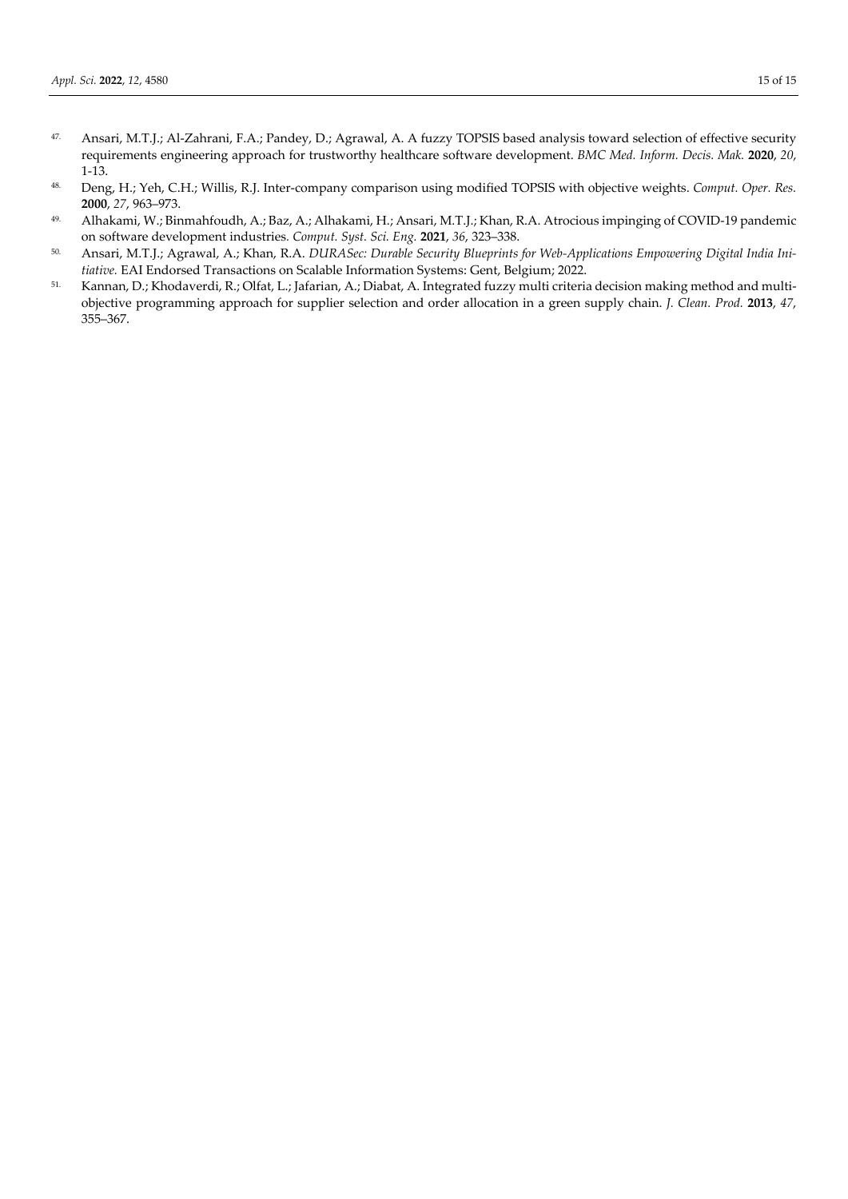47. Ansari, M.T.J.; Al-Zahrani, F.A.; Pandey, D.; Agrawal, A. A fuzzy TOPSIS based analysis toward selection of effective security requirements engineering approach for trustworthy healthcare software development. *BMC Med. Inform. Decis. Mak.* **2020**, *20*, 1-13.
48. Deng, H.; Yeh, C.H.; Willis, R.J. Inter-company comparison using modified TOPSIS with objective weights. *Comput. Oper. Res.* **2000**, *27*, 963–973.
49. Alhakami, W.; Binmahfoudh, A.; Baz, A.; Alhakami, H.; Ansari, M.T.J.; Khan, R.A. Atrocious impinging of COVID-19 pandemic on software development industries. *Comput. Syst. Sci. Eng.* **2021**, *36*, 323–338.
50. Ansari, M.T.J.; Agrawal, A.; Khan, R.A. *DURASec: Durable Security Blueprints for Web-Applications Empowering Digital India Initiative.* EAI Endorsed Transactions on Scalable Information Systems: Gent, Belgium; 2022.
51. Kannan, D.; Khodaverdi, R.; Olfat, L.; Jafarian, A.; Diabat, A. Integrated fuzzy multi criteria decision making method and multi-objective programming approach for supplier selection and order allocation in a green supply chain. *J. Clean. Prod.* **2013**, *47*, 355–367.